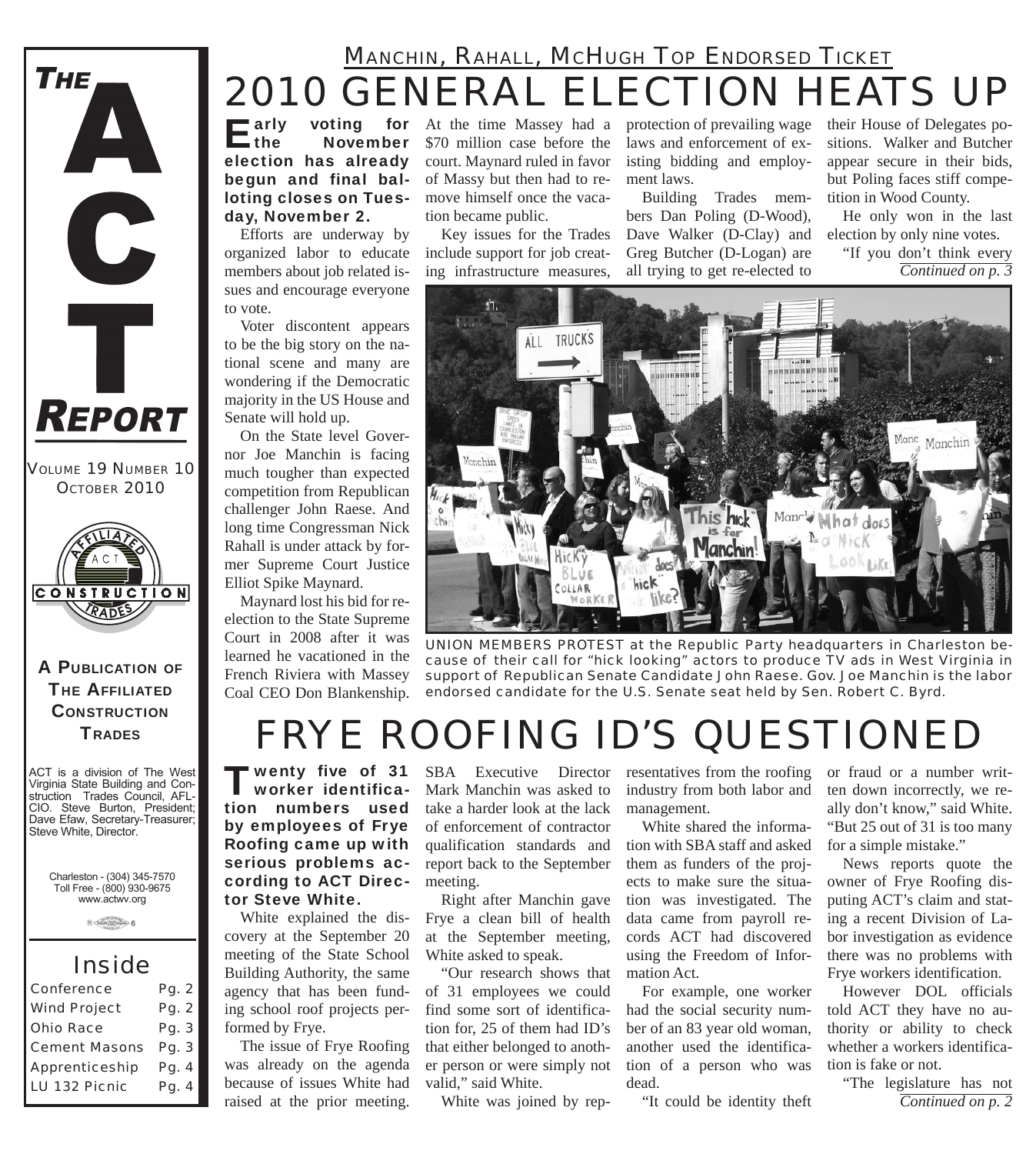# THE ACT REPORT

VOLUME 19 NUMBER 10
OCTOBER 2010

**A PUBLICATION OF THE AFFILIATED CONSTRUCTION TRADES**

ACT is a division of The West Virginia State Building and Construction Trades Council, AFL-CIO. Steve Burton, President; Dave Efaw, Secretary-Treasurer; Steve White, Director.

Charleston - (304) 345-7570
Toll Free - (800) 930-9675
www.actwv.org

## Inside

| | |
|---|---|
| Conference | Pg. 2 |
| Wind Project | Pg. 2 |
| Ohio Race | Pg. 3 |
| Cement Masons | Pg. 3 |
| Apprenticeship | Pg. 4 |
| LU 132 Picnic | Pg. 4 |

### MANCHIN, RAHALL, MCHUGH TOP ENDORSED TICKET

# 2010 GENERAL ELECTION HEATS UP

**Early voting for the November election has already begun and final balloting closes on Tuesday, November 2.**

Efforts are underway by organized labor to educate members about job related issues and encourage everyone to vote.

Voter discontent appears to be the big story on the national scene and many are wondering if the Democratic majority in the US House and Senate will hold up.

On the State level Governor Joe Manchin is facing much tougher than expected competition from Republican challenger John Raese. And long time Congressman Nick Rahall is under attack by former Supreme Court Justice Elliot Spike Maynard.

Maynard lost his bid for reelection to the State Supreme Court in 2008 after it was learned he vacationed in the French Riviera with Massey Coal CEO Don Blankenship. At the time Massey had a $70 million case before the court. Maynard ruled in favor of Massy but then had to remove himself once the vacation became public.

Key issues for the Trades include support for job creating infrastructure measures, protection of prevailing wage laws and enforcement of existing bidding and employment laws.

Building Trades members Dan Poling (D-Wood), Dave Walker (D-Clay) and Greg Butcher (D-Logan) are all trying to get re-elected to their House of Delegates positions. Walker and Butcher appear secure in their bids, but Poling faces stiff competition in Wood County.

He only won in the last election by only nine votes.

"If you don't think every

*Continued on p. 3*

UNION MEMBERS PROTEST at the Republic Party headquarters in Charleston because of their call for "hick looking" actors to produce TV ads in West Virginia in support of Republican Senate Candidate John Raese. Gov. Joe Manchin is the labor endorsed candidate for the U.S. Senate seat held by Sen. Robert C. Byrd.

# FRYE ROOFING ID'S QUESTIONED

**Twenty five of 31 worker identification numbers used by employees of Frye Roofing came up with serious problems according to ACT Director Steve White.**

White explained the discovery at the September 20 meeting of the State School Building Authority, the same agency that has been funding school roof projects performed by Frye.

The issue of Frye Roofing was already on the agenda because of issues White had raised at the prior meeting. SBA Executive Director Mark Manchin was asked to take a harder look at the lack of enforcement of contractor qualification standards and report back to the September meeting.

Right after Manchin gave Frye a clean bill of health at the September meeting, White asked to speak.

"Our research shows that of 31 employees we could find some sort of identification for, 25 of them had ID's that either belonged to another person or were simply not valid," said White.

White was joined by representatives from the roofing industry from both labor and management.

White shared the information with SBA staff and asked them as funders of the projects to make sure the situation was investigated. The data came from payroll records ACT had discovered using the Freedom of Information Act.

For example, one worker had the social security number of an 83 year old woman, another used the identification of a person who was dead.

"It could be identity theft or fraud or a number written down incorrectly, we really don't know," said White. "But 25 out of 31 is too many for a simple mistake."

News reports quote the owner of Frye Roofing disputing ACT's claim and stating a recent Division of Labor investigation as evidence there was no problems with Frye workers identification.

However DOL officials told ACT they have no authority or ability to check whether a workers identification is fake or not.

"The legislature has not

*Continued on p. 2*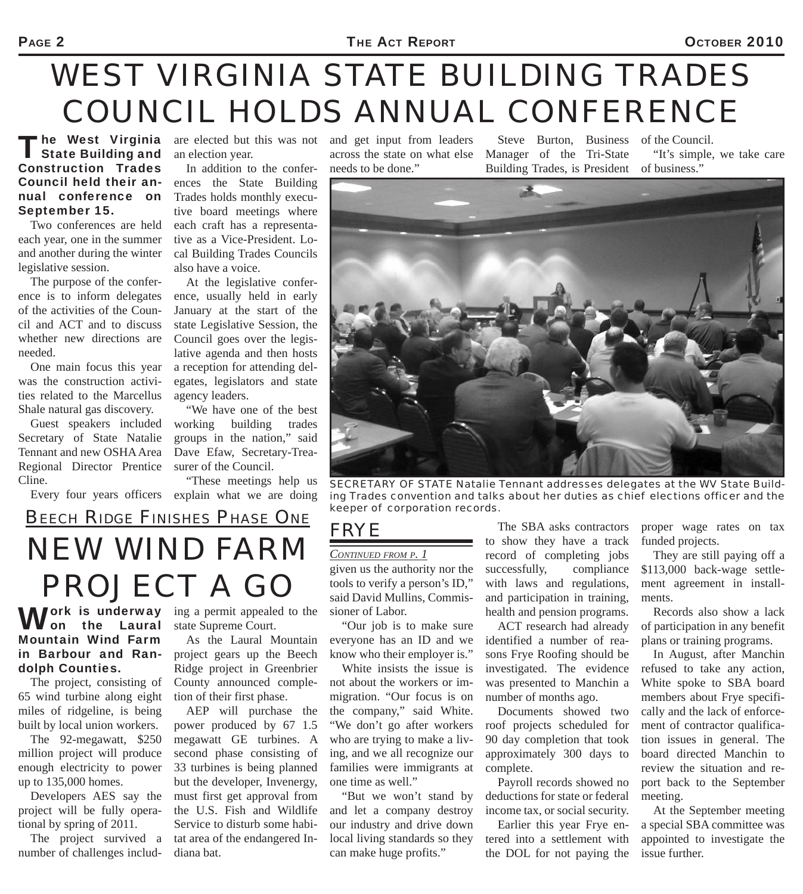# WEST VIRGINIA STATE BUILDING TRADES COUNCIL HOLDS ANNUAL CONFERENCE

**The West Virginia State Building and Construction Trades Council held their annual conference on September 15.**

Two conferences are held each year, one in the summer and another during the winter legislative session.

The purpose of the conference is to inform delegates of the activities of the Council and ACT and to discuss whether new directions are needed.

One main focus this year was the construction activities related to the Marcellus Shale natural gas discovery.

Guest speakers included Secretary of State Natalie Tennant and new OSHA Area Regional Director Prentice Cline.

Every four years officers are elected but this was not an election year.

In addition to the conferences the State Building Trades holds monthly executive board meetings where each craft has a representative as a Vice-President. Local Building Trades Councils also have a voice.

At the legislative conference, usually held in early January at the start of the state Legislative Session, the Council goes over the legislative agenda and then hosts a reception for attending delegates, legislators and state agency leaders.

"We have one of the best working building trades groups in the nation," said Dave Efaw, Secretary-Treasurer of the Council.

"These meetings help us explain what we are doing and get input from leaders across the state on what else needs to be done."

Steve Burton, Business Manager of the Tri-State Building Trades, is President of the Council.

"It's simple, we take care of business."

SECRETARY OF STATE Natalie Tennant addresses delegates at the WV State Building Trades convention and talks about her duties as chief elections officer and the keeper of corporation records.

## BEECH RIDGE FINISHES PHASE ONE

# NEW WIND FARM PROJECT A GO

**Work is underway on the Laural Mountain Wind Farm in Barbour and Randolph Counties.**

The project, consisting of 65 wind turbine along eight miles of ridgeline, is being built by local union workers.

The 92-megawatt, $250 million project will produce enough electricity to power up to 135,000 homes.

Developers AES say the project will be fully operational by spring of 2011.

The project survived a number of challenges including a permit appealed to the state Supreme Court.

As the Laural Mountain project gears up the Beech Ridge project in Greenbrier County announced completion of their first phase.

AEP will purchase the power produced by 67 1.5 megawatt GE turbines. A second phase consisting of 33 turbines is being planned but the developer, Invenergy, must first get approval from the U.S. Fish and Wildlife Service to disturb some habitat area of the endangered Indiana bat.

## FRYE

*CONTINUED FROM P. 1*

given us the authority nor the tools to verify a person's ID," said David Mullins, Commissioner of Labor.

"Our job is to make sure everyone has an ID and we know who their employer is."

White insists the issue is not about the workers or immigration. "Our focus is on the company," said White. "We don't go after workers who are trying to make a living, and we all recognize our families were immigrants at one time as well."

"But we won't stand by and let a company destroy our industry and drive down local living standards so they can make huge profits."

The SBA asks contractors to show they have a track record of completing jobs successfully, compliance with laws and regulations, and participation in training, health and pension programs.

ACT research had already identified a number of reasons Frye Roofing should be investigated. The evidence was presented to Manchin a number of months ago.

Documents showed two roof projects scheduled for 90 day completion that took approximately 300 days to complete.

Payroll records showed no deductions for state or federal income tax, or social security.

Earlier this year Frye entered into a settlement with the DOL for not paying the proper wage rates on tax funded projects.

They are still paying off a $113,000 back-wage settlement agreement in installments.

Records also show a lack of participation in any benefit plans or training programs.

In August, after Manchin refused to take any action, White spoke to SBA board members about Frye specifically and the lack of enforcement of contractor qualification issues in general. The board directed Manchin to review the situation and report back to the September meeting.

At the September meeting a special SBA committee was appointed to investigate the issue further.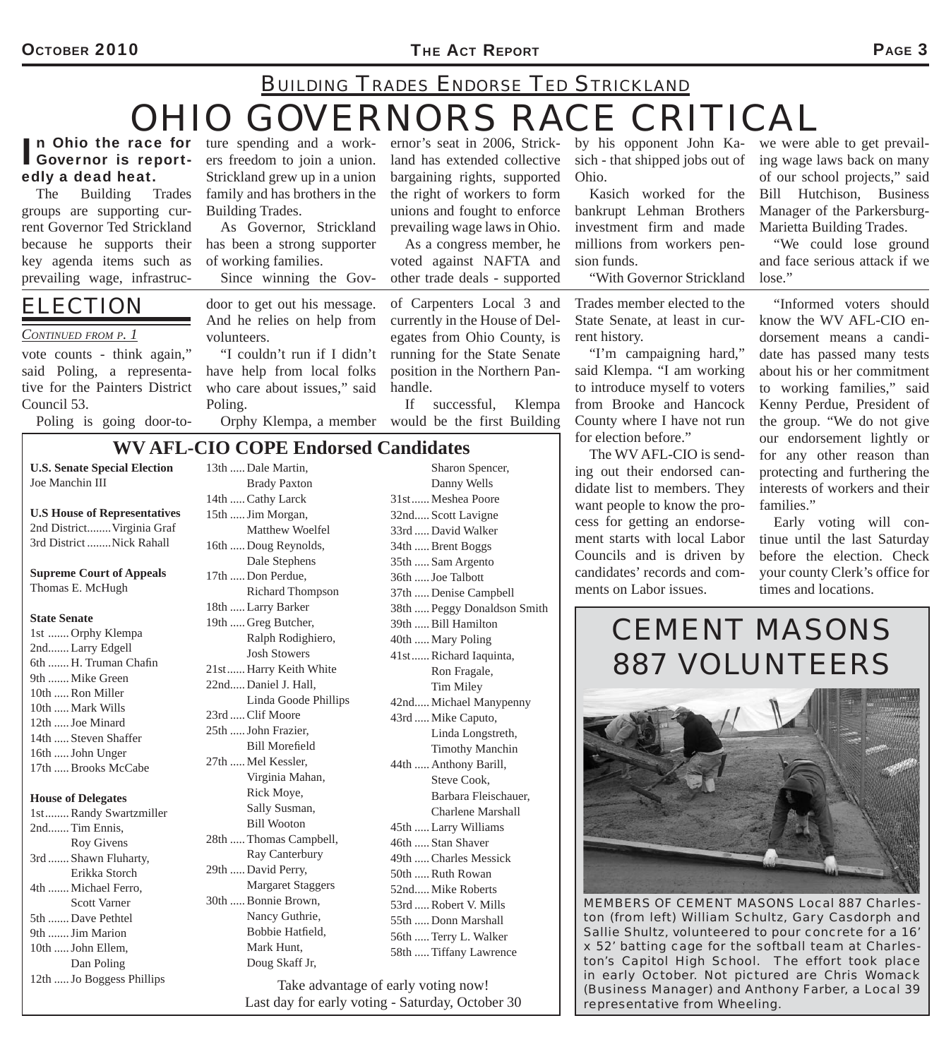## BUILDING TRADES ENDORSE TED STRICKLAND

# OHIO GOVERNORS RACE CRITICAL

**In Ohio the race for Governor is reportedly a dead heat.**

The Building Trades groups are supporting current Governor Ted Strickland because he supports their key agenda items such as prevailing wage, infrastructure spending and a workers freedom to join a union. Strickland grew up in a union family and has brothers in the Building Trades.

As Governor, Strickland has been a strong supporter of working families.

Since winning the Governor's seat in 2006, Strickland has extended collective bargaining rights, supported the right of workers to form unions and fought to enforce prevailing wage laws in Ohio.

As a congress member, he voted against NAFTA and other trade deals - supported by his opponent John Kasich - that shipped jobs out of Ohio.

Kasich worked for the bankrupt Lehman Brothers investment firm and made millions from workers pension funds.

"With Governor Strickland we were able to get prevailing wage laws back on many of our school projects," said Bill Hutchison, Business Manager of the Parkersburg-Marietta Building Trades.

"We could lose ground and face serious attack if we lose."

## ELECTION

*CONTINUED FROM P. 1*

vote counts - think again," said Poling, a representative for the Painters District Council 53.

Poling is going door-to-door to get out his message. And he relies on help from volunteers.

"I couldn't run if I didn't have help from local folks who care about issues," said Poling.

Orphy Klempa, a member of Carpenters Local 3 and currently in the House of Delegates from Ohio County, is running for the State Senate position in the Northern Panhandle.

If successful, Klempa would be the first Building Trades member elected to the State Senate, at least in current history.

"I'm campaigning hard," said Klempa. "I am working to introduce myself to voters from Brooke and Hancock County where I have not run for election before."

The WV AFL-CIO is sending out their endorsed candidate list to members. They want people to know the process for getting an endorsement starts with local Labor Councils and is driven by candidates' records and comments on Labor issues.

"Informed voters should know the WV AFL-CIO endorsement means a candidate has passed many tests about his or her commitment to working families," said Kenny Perdue, President of the group. "We do not give our endorsement lightly or for any other reason than protecting and furthering the interests of workers and their families."

Early voting will continue until the last Saturday before the election. Check your county Clerk's office for times and locations.

### WV AFL-CIO COPE Endorsed Candidates

**U.S. Senate Special Election**
Joe Manchin III

**U.S House of Representatives**
2nd District........Virginia Graf
3rd District........Nick Rahall

**Supreme Court of Appeals**
Thomas E. McHugh

**State Senate**
1st ....... Orphy Klempa
2nd....... Larry Edgell
6th ....... H. Truman Chafin
9th ....... Mike Green
10th ..... Ron Miller
10th ..... Mark Wills
12th ..... Joe Minard
14th ..... Steven Shaffer
16th ..... John Unger
17th ..... Brooks McCabe

**House of Delegates**
1st........ Randy Swartzmiller
2nd....... Tim Ennis, Roy Givens
3rd ....... Shawn Fluharty, Erikka Storch
4th ....... Michael Ferro, Scott Varner
5th ....... Dave Pethtel
9th ....... Jim Marion
10th ..... John Ellem, Dan Poling
12th ..... Jo Boggess Phillips
13th ..... Dale Martin, Brady Paxton
14th ..... Cathy Larck
15th ..... Jim Morgan, Matthew Woelfel
16th ..... Doug Reynolds, Dale Stephens
17th ..... Don Perdue, Richard Thompson
18th ..... Larry Barker
19th ..... Greg Butcher, Ralph Rodighiero, Josh Stowers
21st...... Harry Keith White
22nd..... Daniel J. Hall, Linda Goode Phillips
23rd ..... Clif Moore
25th ..... John Frazier, Bill Morefield
27th ..... Mel Kessler, Virginia Mahan, Rick Moye, Sally Susman, Bill Wooton
28th ..... Thomas Campbell, Ray Canterbury
29th ..... David Perry, Margaret Staggers
30th ..... Bonnie Brown, Nancy Guthrie, Bobbie Hatfield, Mark Hunt, Doug Skaff Jr, Sharon Spencer, Danny Wells
31st...... Meshea Poore
32nd..... Scott Lavigne
33rd ..... David Walker
34th ..... Brent Boggs
35th ..... Sam Argento
36th ..... Joe Talbott
37th ..... Denise Campbell
38th ..... Peggy Donaldson Smith
39th ..... Bill Hamilton
40th ..... Mary Poling
41st...... Richard Iaquinta, Ron Fragale, Tim Miley
42nd..... Michael Manypenny
43rd ..... Mike Caputo, Linda Longstreth, Timothy Manchin
44th ..... Anthony Barill, Steve Cook, Barbara Fleischauer, Charlene Marshall
45th ..... Larry Williams
46th ..... Stan Shaver
49th ..... Charles Messick
50th ..... Ruth Rowan
52nd..... Mike Roberts
53rd ..... Robert V. Mills
55th ..... Donn Marshall
56th ..... Terry L. Walker
58th ..... Tiffany Lawrence

Take advantage of early voting now!
Last day for early voting - Saturday, October 30

## CEMENT MASONS 887 VOLUNTEERS

MEMBERS OF CEMENT MASONS Local 887 Charleston (from left) William Schultz, Gary Casdorph and Sallie Shultz, volunteered to pour concrete for a 16' x 52' batting cage for the softball team at Charleston's Capitol High School. The effort took place in early October. Not pictured are Chris Womack (Business Manager) and Anthony Farber, a Local 39 representative from Wheeling.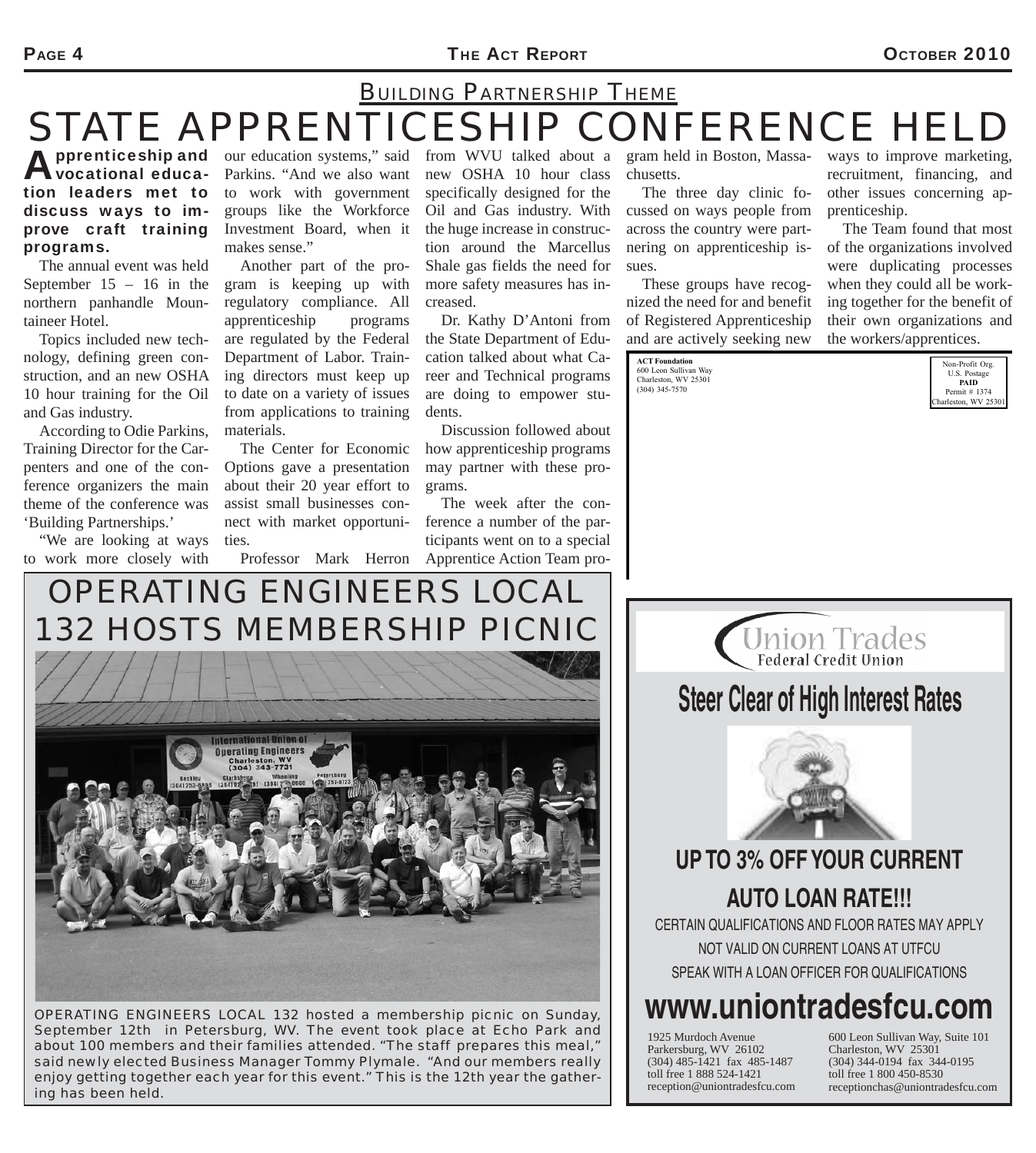## BUILDING PARTNERSHIP THEME

# STATE APPRENTICESHIP CONFERENCE HELD

**Apprenticeship and vocational education leaders met to discuss ways to improve craft training programs.**

The annual event was held September 15 – 16 in the northern panhandle Mountaineer Hotel.

Topics included new technology, defining green construction, and an new OSHA 10 hour training for the Oil and Gas industry.

According to Odie Parkins, Training Director for the Carpenters and one of the conference organizers the main theme of the conference was 'Building Partnerships.'

"We are looking at ways to work more closely with our education systems," said Parkins. "And we also want to work with government groups like the Workforce Investment Board, when it makes sense."

Another part of the program is keeping up with regulatory compliance. All apprenticeship programs are regulated by the Federal Department of Labor. Training directors must keep up to date on a variety of issues from applications to training materials.

The Center for Economic Options gave a presentation about their 20 year effort to assist small businesses connect with market opportunities.

Professor Mark Herron from WVU talked about a new OSHA 10 hour class specifically designed for the Oil and Gas industry. With the huge increase in construction around the Marcellus Shale gas fields the need for more safety measures has increased.

Dr. Kathy D'Antoni from the State Department of Education talked about what Career and Technical programs are doing to empower students.

Discussion followed about how apprenticeship programs may partner with these programs.

The week after the conference a number of the participants went on to a special Apprentice Action Team program held in Boston, Massachusetts.

The three day clinic focussed on ways people from across the country were partnering on apprenticeship issues.

These groups have recognized the need for and benefit of Registered Apprenticeship and are actively seeking new ways to improve marketing, recruitment, financing, and other issues concerning apprenticeship.

The Team found that most of the organizations involved were duplicating processes when they could all be working together for the benefit of their own organizations and the workers/apprentices.

**ACT Foundation**
600 Leon Sullivan Way
Charleston, WV 25301
(304) 345-7570

Non-Profit Org.
U.S. Postage
**PAID**
Permit # 1374
Charleston, WV 25301

# OPERATING ENGINEERS LOCAL 132 HOSTS MEMBERSHIP PICNIC

OPERATING ENGINEERS LOCAL 132 hosted a membership picnic on Sunday, September 12th in Petersburg, WV. The event took place at Echo Park and about 100 members and their families attended. "The staff prepares this meal," said newly elected Business Manager Tommy Plymale. "And our members really enjoy getting together each year for this event." This is the 12th year the gathering has been held.

Union Trades Federal Credit Union

## Steer Clear of High Interest Rates

**UP TO 3% OFF YOUR CURRENT AUTO LOAN RATE!!!**

CERTAIN QUALIFICATIONS AND FLOOR RATES MAY APPLY
NOT VALID ON CURRENT LOANS AT UTFCU
SPEAK WITH A LOAN OFFICER FOR QUALIFICATIONS

**www.uniontradesfcu.com**

1925 Murdoch Avenue
Parkersburg, WV 26102
(304) 485-1421 fax 485-1487
toll free 1 888 524-1421
reception@uniontradesfcu.com

600 Leon Sullivan Way, Suite 101
Charleston, WV 25301
(304) 344-0194 fax 344-0195
toll free 1 800 450-8530
receptionchas@uniontradesfcu.com